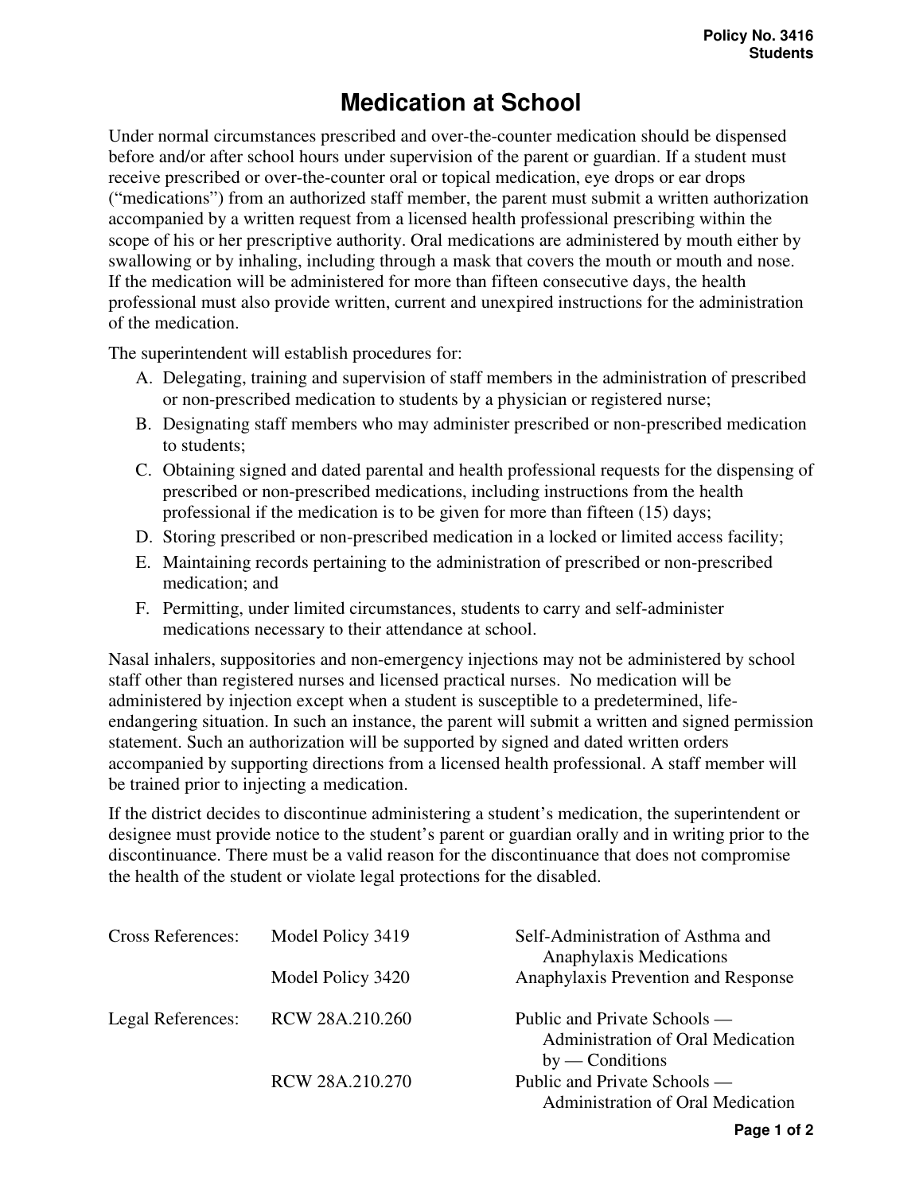Policy No. 3416
Students

# Medication at School

Under normal circumstances prescribed and over-the-counter medication should be dispensed before and/or after school hours under supervision of the parent or guardian. If a student must receive prescribed or over-the-counter oral or topical medication, eye drops or ear drops ("medications") from an authorized staff member, the parent must submit a written authorization accompanied by a written request from a licensed health professional prescribing within the scope of his or her prescriptive authority. Oral medications are administered by mouth either by swallowing or by inhaling, including through a mask that covers the mouth or mouth and nose. If the medication will be administered for more than fifteen consecutive days, the health professional must also provide written, current and unexpired instructions for the administration of the medication.

The superintendent will establish procedures for:

A. Delegating, training and supervision of staff members in the administration of prescribed or non-prescribed medication to students by a physician or registered nurse;
B. Designating staff members who may administer prescribed or non-prescribed medication to students;
C. Obtaining signed and dated parental and health professional requests for the dispensing of prescribed or non-prescribed medications, including instructions from the health professional if the medication is to be given for more than fifteen (15) days;
D. Storing prescribed or non-prescribed medication in a locked or limited access facility;
E. Maintaining records pertaining to the administration of prescribed or non-prescribed medication; and
F. Permitting, under limited circumstances, students to carry and self-administer medications necessary to their attendance at school.

Nasal inhalers, suppositories and non-emergency injections may not be administered by school staff other than registered nurses and licensed practical nurses. No medication will be administered by injection except when a student is susceptible to a predetermined, life-endangering situation. In such an instance, the parent will submit a written and signed permission statement. Such an authorization will be supported by signed and dated written orders accompanied by supporting directions from a licensed health professional. A staff member will be trained prior to injecting a medication.

If the district decides to discontinue administering a student's medication, the superintendent or designee must provide notice to the student's parent or guardian orally and in writing prior to the discontinuance. There must be a valid reason for the discontinuance that does not compromise the health of the student or violate legal protections for the disabled.

| | | |
|---|---|---|
| Cross References: | Model Policy 3419 | Self-Administration of Asthma and Anaphylaxis Medications |
| | Model Policy 3420 | Anaphylaxis Prevention and Response |
| Legal References: | RCW 28A.210.260 | Public and Private Schools — Administration of Oral Medication by — Conditions |
| | RCW 28A.210.270 | Public and Private Schools — Administration of Oral Medication |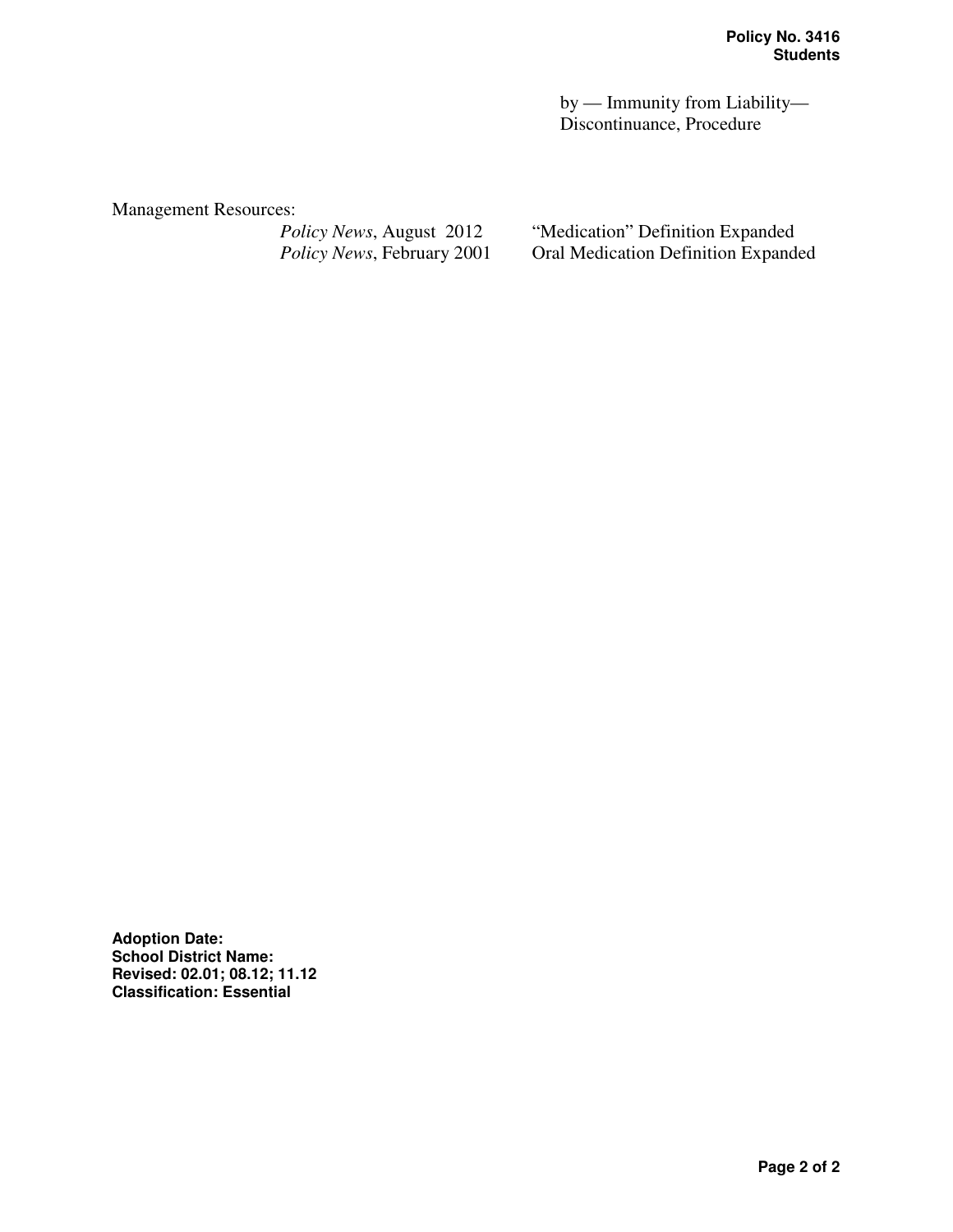by — Immunity from Liability— Discontinuance, Procedure

Management Resources:

| | |
|---|---|
| *Policy News*, August 2012 | "Medication" Definition Expanded |
| *Policy News*, February 2001 | Oral Medication Definition Expanded |

**Adoption Date:**
**School District Name:**
**Revised: 02.01; 08.12; 11.12**
**Classification: Essential**